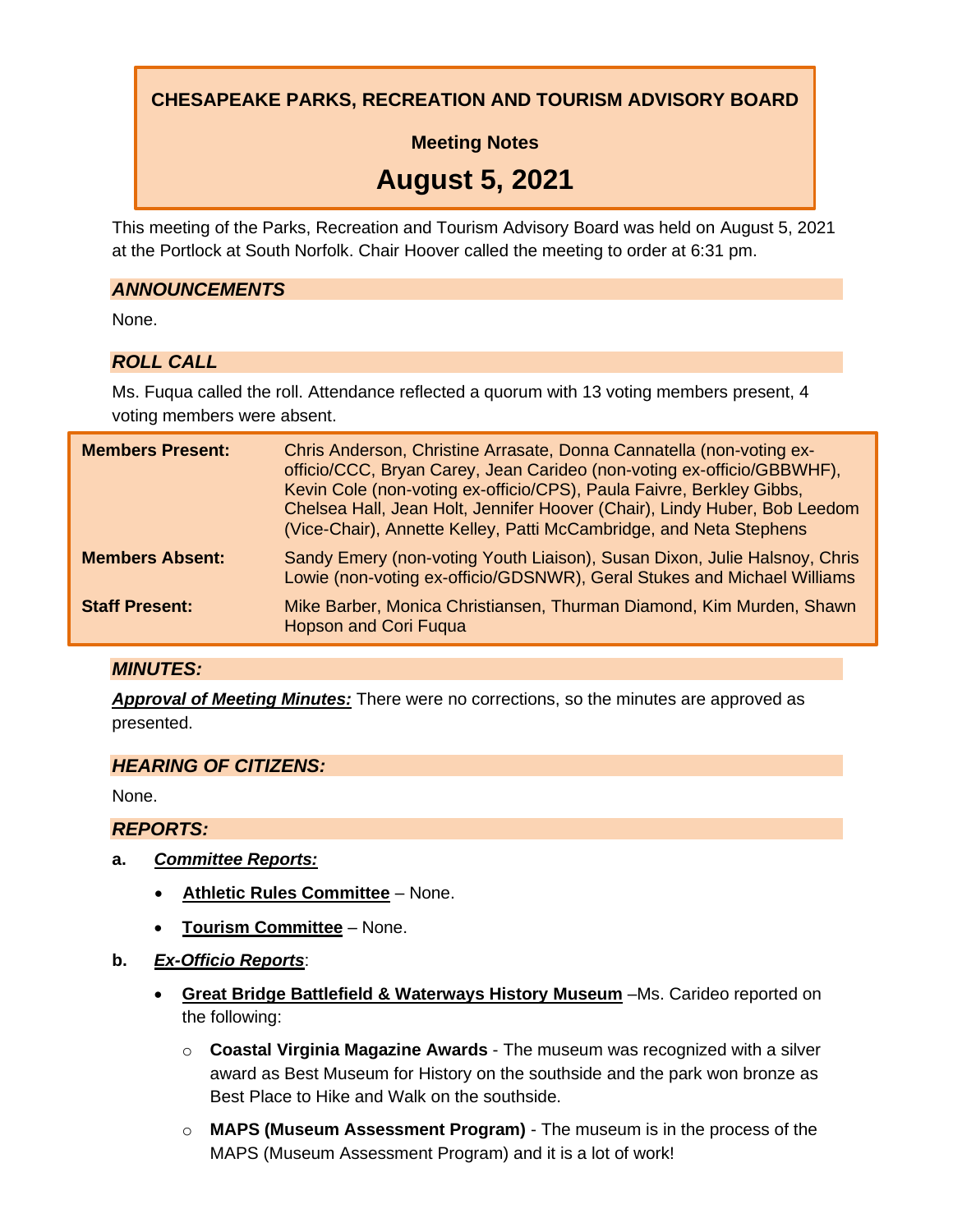# CHESAPEAKE PARKS, RECREATION AND TOURISM ADVISORY BOARD

**Meeting Notes**

## August 5, 2021

This meeting of the Parks, Recreation and Tourism Advisory Board was held on August 5, 2021 at the Portlock at South Norfolk. Chair Hoover called the meeting to order at 6:31 pm.

### *ANNOUNCEMENTS*

None.

### *ROLL CALL*

Ms. Fuqua called the roll. Attendance reflected a quorum with 13 voting members present, 4 voting members were absent.

| | |
|---|---|
| **Members Present:** | Chris Anderson, Christine Arrasate, Donna Cannatella (non-voting ex-officio/CCC, Bryan Carey, Jean Carideo (non-voting ex-officio/GBBWHF), Kevin Cole (non-voting ex-officio/CPS), Paula Faivre, Berkley Gibbs, Chelsea Hall, Jean Holt, Jennifer Hoover (Chair), Lindy Huber, Bob Leedom (Vice-Chair), Annette Kelley, Patti McCambridge, and Neta Stephens |
| **Members Absent:** | Sandy Emery (non-voting Youth Liaison), Susan Dixon, Julie Halsnoy, Chris Lowie (non-voting ex-officio/GDSNWR), Geral Stukes and Michael Williams |
| **Staff Present:** | Mike Barber, Monica Christiansen, Thurman Diamond, Kim Murden, Shawn Hopson and Cori Fuqua |

### *MINUTES:*

***Approval of Meeting Minutes:*** There were no corrections, so the minutes are approved as presented.

### *HEARING OF CITIZENS:*

None.

### *REPORTS:*

**a.** ***Committee Reports:***

- **Athletic Rules Committee** – None.
- **Tourism Committee** – None.

**b.** ***Ex-Officio Reports***:

- **Great Bridge Battlefield & Waterways History Museum** –Ms. Carideo reported on the following:
  - **Coastal Virginia Magazine Awards** - The museum was recognized with a silver award as Best Museum for History on the southside and the park won bronze as Best Place to Hike and Walk on the southside.
  - **MAPS (Museum Assessment Program)** - The museum is in the process of the MAPS (Museum Assessment Program) and it is a lot of work!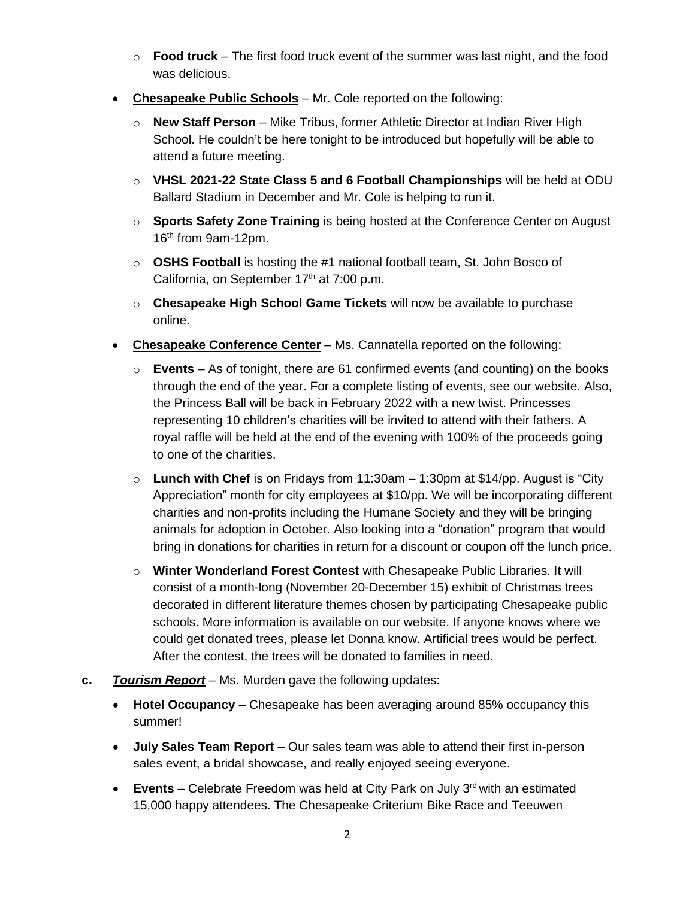- **Food truck** – The first food truck event of the summer was last night, and the food was delicious.

- **Chesapeake Public Schools** – Mr. Cole reported on the following:
  - **New Staff Person** – Mike Tribus, former Athletic Director at Indian River High School. He couldn't be here tonight to be introduced but hopefully will be able to attend a future meeting.
  - **VHSL 2021-22 State Class 5 and 6 Football Championships** will be held at ODU Ballard Stadium in December and Mr. Cole is helping to run it.
  - **Sports Safety Zone Training** is being hosted at the Conference Center on August 16th from 9am-12pm.
  - **OSHS Football** is hosting the #1 national football team, St. John Bosco of California, on September 17th at 7:00 p.m.
  - **Chesapeake High School Game Tickets** will now be available to purchase online.

- **Chesapeake Conference Center** – Ms. Cannatella reported on the following:
  - **Events** – As of tonight, there are 61 confirmed events (and counting) on the books through the end of the year. For a complete listing of events, see our website. Also, the Princess Ball will be back in February 2022 with a new twist. Princesses representing 10 children's charities will be invited to attend with their fathers. A royal raffle will be held at the end of the evening with 100% of the proceeds going to one of the charities.
  - **Lunch with Chef** is on Fridays from 11:30am – 1:30pm at $14/pp. August is "City Appreciation" month for city employees at $10/pp. We will be incorporating different charities and non-profits including the Humane Society and they will be bringing animals for adoption in October. Also looking into a "donation" program that would bring in donations for charities in return for a discount or coupon off the lunch price.
  - **Winter Wonderland Forest Contest** with Chesapeake Public Libraries. It will consist of a month-long (November 20-December 15) exhibit of Christmas trees decorated in different literature themes chosen by participating Chesapeake public schools. More information is available on our website. If anyone knows where we could get donated trees, please let Donna know. Artificial trees would be perfect. After the contest, the trees will be donated to families in need.

**c.** ***Tourism Report*** – Ms. Murden gave the following updates:

- **Hotel Occupancy** – Chesapeake has been averaging around 85% occupancy this summer!
- **July Sales Team Report** – Our sales team was able to attend their first in-person sales event, a bridal showcase, and really enjoyed seeing everyone.
- **Events** – Celebrate Freedom was held at City Park on July 3rd with an estimated 15,000 happy attendees. The Chesapeake Criterium Bike Race and Teeuwen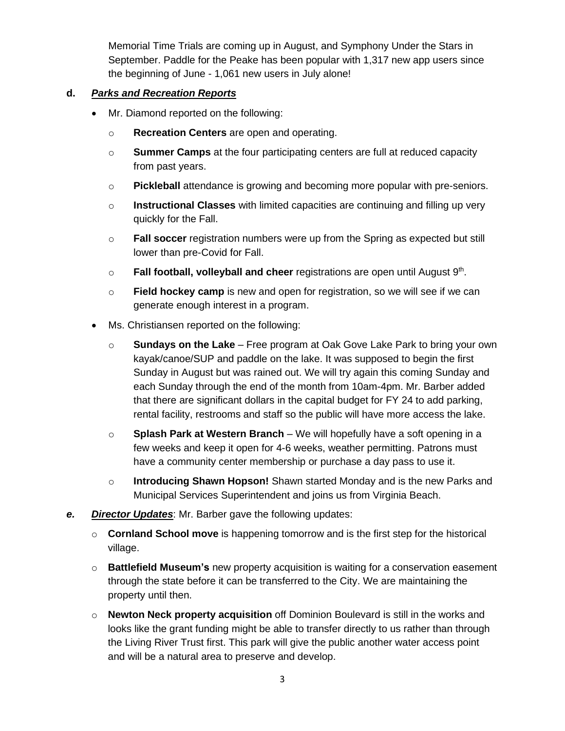Memorial Time Trials are coming up in August, and Symphony Under the Stars in September. Paddle for the Peake has been popular with 1,317 new app users since the beginning of June - 1,061 new users in July alone!

**d.** ***Parks and Recreation Reports***

- Mr. Diamond reported on the following:
  - **Recreation Centers** are open and operating.
  - **Summer Camps** at the four participating centers are full at reduced capacity from past years.
  - **Pickleball** attendance is growing and becoming more popular with pre-seniors.
  - **Instructional Classes** with limited capacities are continuing and filling up very quickly for the Fall.
  - **Fall soccer** registration numbers were up from the Spring as expected but still lower than pre-Covid for Fall.
  - **Fall football, volleyball and cheer** registrations are open until August 9th.
  - **Field hockey camp** is new and open for registration, so we will see if we can generate enough interest in a program.
- Ms. Christiansen reported on the following:
  - **Sundays on the Lake** – Free program at Oak Gove Lake Park to bring your own kayak/canoe/SUP and paddle on the lake. It was supposed to begin the first Sunday in August but was rained out. We will try again this coming Sunday and each Sunday through the end of the month from 10am-4pm. Mr. Barber added that there are significant dollars in the capital budget for FY 24 to add parking, rental facility, restrooms and staff so the public will have more access the lake.
  - **Splash Park at Western Branch** – We will hopefully have a soft opening in a few weeks and keep it open for 4-6 weeks, weather permitting. Patrons must have a community center membership or purchase a day pass to use it.
  - **Introducing Shawn Hopson!** Shawn started Monday and is the new Parks and Municipal Services Superintendent and joins us from Virginia Beach.

***e.*** ***Director Updates***: Mr. Barber gave the following updates:

- **Cornland School move** is happening tomorrow and is the first step for the historical village.
- **Battlefield Museum's** new property acquisition is waiting for a conservation easement through the state before it can be transferred to the City. We are maintaining the property until then.
- **Newton Neck property acquisition** off Dominion Boulevard is still in the works and looks like the grant funding might be able to transfer directly to us rather than through the Living River Trust first. This park will give the public another water access point and will be a natural area to preserve and develop.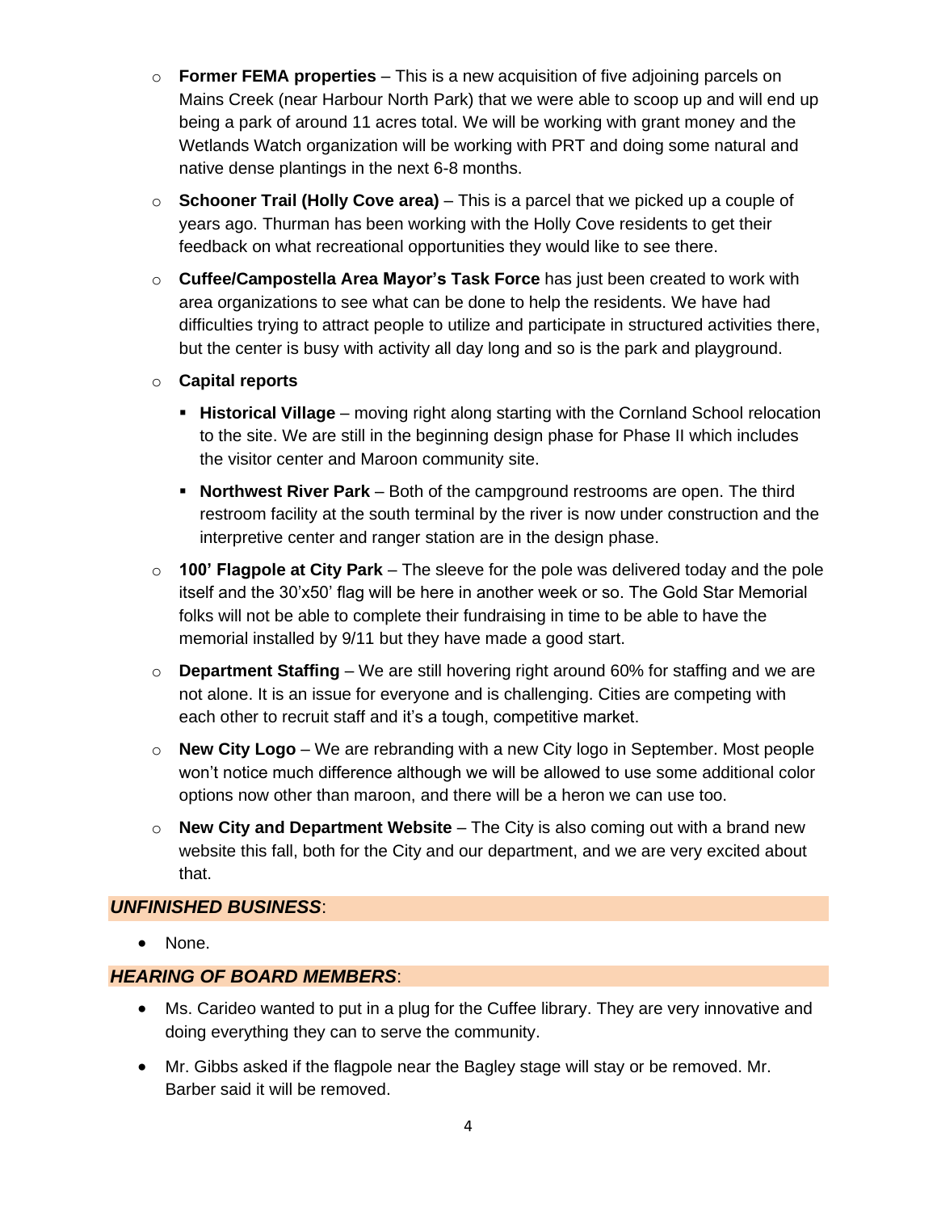- **Former FEMA properties** – This is a new acquisition of five adjoining parcels on Mains Creek (near Harbour North Park) that we were able to scoop up and will end up being a park of around 11 acres total. We will be working with grant money and the Wetlands Watch organization will be working with PRT and doing some natural and native dense plantings in the next 6-8 months.
- **Schooner Trail (Holly Cove area)** – This is a parcel that we picked up a couple of years ago. Thurman has been working with the Holly Cove residents to get their feedback on what recreational opportunities they would like to see there.
- **Cuffee/Campostella Area Mayor's Task Force** has just been created to work with area organizations to see what can be done to help the residents. We have had difficulties trying to attract people to utilize and participate in structured activities there, but the center is busy with activity all day long and so is the park and playground.
- **Capital reports**
  - **Historical Village** – moving right along starting with the Cornland School relocation to the site. We are still in the beginning design phase for Phase II which includes the visitor center and Maroon community site.
  - **Northwest River Park** – Both of the campground restrooms are open. The third restroom facility at the south terminal by the river is now under construction and the interpretive center and ranger station are in the design phase.
- **100' Flagpole at City Park** – The sleeve for the pole was delivered today and the pole itself and the 30'x50' flag will be here in another week or so. The Gold Star Memorial folks will not be able to complete their fundraising in time to be able to have the memorial installed by 9/11 but they have made a good start.
- **Department Staffing** – We are still hovering right around 60% for staffing and we are not alone. It is an issue for everyone and is challenging. Cities are competing with each other to recruit staff and it's a tough, competitive market.
- **New City Logo** – We are rebranding with a new City logo in September. Most people won't notice much difference although we will be allowed to use some additional color options now other than maroon, and there will be a heron we can use too.
- **New City and Department Website** – The City is also coming out with a brand new website this fall, both for the City and our department, and we are very excited about that.

## *UNFINISHED BUSINESS*:

- None.

## *HEARING OF BOARD MEMBERS*:

- Ms. Carideo wanted to put in a plug for the Cuffee library. They are very innovative and doing everything they can to serve the community.
- Mr. Gibbs asked if the flagpole near the Bagley stage will stay or be removed. Mr. Barber said it will be removed.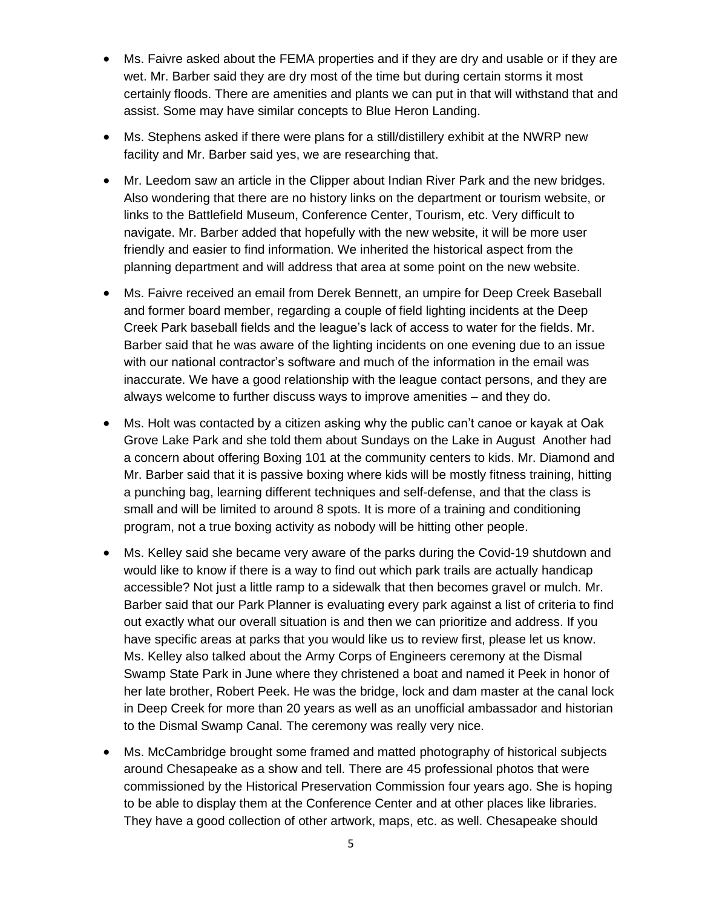- Ms. Faivre asked about the FEMA properties and if they are dry and usable or if they are wet. Mr. Barber said they are dry most of the time but during certain storms it most certainly floods. There are amenities and plants we can put in that will withstand that and assist. Some may have similar concepts to Blue Heron Landing.
- Ms. Stephens asked if there were plans for a still/distillery exhibit at the NWRP new facility and Mr. Barber said yes, we are researching that.
- Mr. Leedom saw an article in the Clipper about Indian River Park and the new bridges. Also wondering that there are no history links on the department or tourism website, or links to the Battlefield Museum, Conference Center, Tourism, etc. Very difficult to navigate. Mr. Barber added that hopefully with the new website, it will be more user friendly and easier to find information. We inherited the historical aspect from the planning department and will address that area at some point on the new website.
- Ms. Faivre received an email from Derek Bennett, an umpire for Deep Creek Baseball and former board member, regarding a couple of field lighting incidents at the Deep Creek Park baseball fields and the league's lack of access to water for the fields. Mr. Barber said that he was aware of the lighting incidents on one evening due to an issue with our national contractor's software and much of the information in the email was inaccurate. We have a good relationship with the league contact persons, and they are always welcome to further discuss ways to improve amenities – and they do.
- Ms. Holt was contacted by a citizen asking why the public can't canoe or kayak at Oak Grove Lake Park and she told them about Sundays on the Lake in August  Another had a concern about offering Boxing 101 at the community centers to kids. Mr. Diamond and Mr. Barber said that it is passive boxing where kids will be mostly fitness training, hitting a punching bag, learning different techniques and self-defense, and that the class is small and will be limited to around 8 spots. It is more of a training and conditioning program, not a true boxing activity as nobody will be hitting other people.
- Ms. Kelley said she became very aware of the parks during the Covid-19 shutdown and would like to know if there is a way to find out which park trails are actually handicap accessible? Not just a little ramp to a sidewalk that then becomes gravel or mulch. Mr. Barber said that our Park Planner is evaluating every park against a list of criteria to find out exactly what our overall situation is and then we can prioritize and address. If you have specific areas at parks that you would like us to review first, please let us know. Ms. Kelley also talked about the Army Corps of Engineers ceremony at the Dismal Swamp State Park in June where they christened a boat and named it Peek in honor of her late brother, Robert Peek. He was the bridge, lock and dam master at the canal lock in Deep Creek for more than 20 years as well as an unofficial ambassador and historian to the Dismal Swamp Canal. The ceremony was really very nice.
- Ms. McCambridge brought some framed and matted photography of historical subjects around Chesapeake as a show and tell. There are 45 professional photos that were commissioned by the Historical Preservation Commission four years ago. She is hoping to be able to display them at the Conference Center and at other places like libraries. They have a good collection of other artwork, maps, etc. as well. Chesapeake should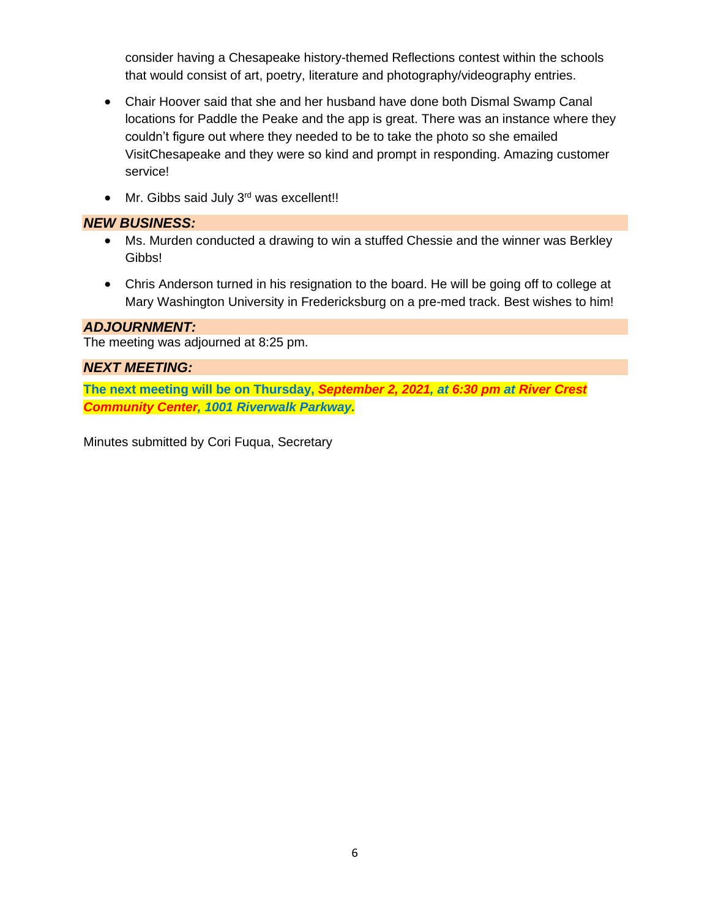consider having a Chesapeake history-themed Reflections contest within the schools that would consist of art, poetry, literature and photography/videography entries.

- Chair Hoover said that she and her husband have done both Dismal Swamp Canal locations for Paddle the Peake and the app is great. There was an instance where they couldn't figure out where they needed to be to take the photo so she emailed VisitChesapeake and they were so kind and prompt in responding. Amazing customer service!
- Mr. Gibbs said July 3rd was excellent!!

### *NEW BUSINESS:*

- Ms. Murden conducted a drawing to win a stuffed Chessie and the winner was Berkley Gibbs!
- Chris Anderson turned in his resignation to the board. He will be going off to college at Mary Washington University in Fredericksburg on a pre-med track. Best wishes to him!

### *ADJOURNMENT:*

The meeting was adjourned at 8:25 pm.

### *NEXT MEETING:*

**The next meeting will be on Thursday, *September 2, 2021, at 6:30 pm at River Crest Community Center, 1001 Riverwalk Parkway.***

Minutes submitted by Cori Fuqua, Secretary